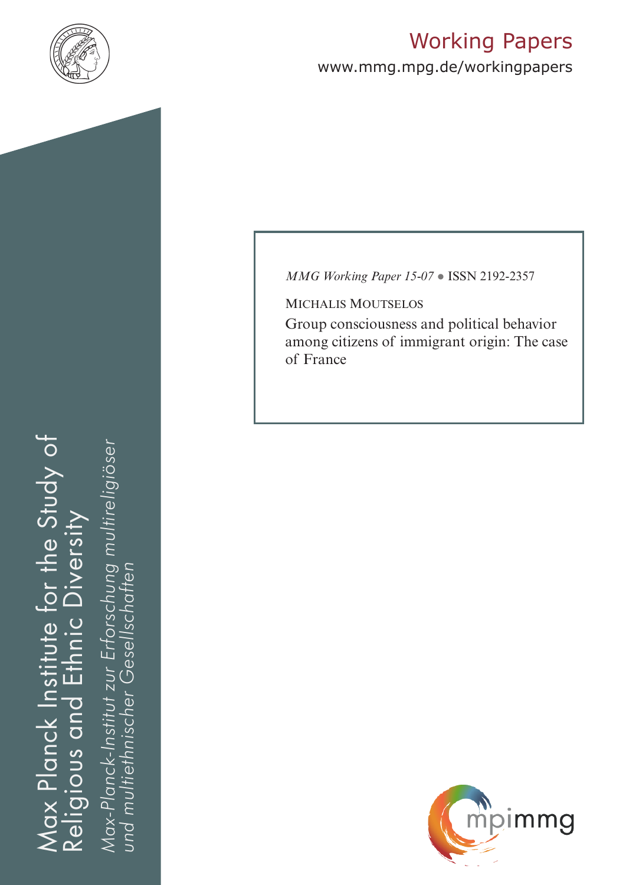# Working Papers

www.mmg.mpg.de/workingpapers

Max Planck Institute for the Study of Religious and Ethnic Diversity

*Max-Planck-Institut zur Erforschung multireligiöser und multiethnischer Gesellschaften*

*MMG Working Paper 15-07* • ISSN 2192-2357

MICHALIS MOUTSELOS

Group consciousness and political behavior among citizens of immigrant origin: The case of France

mpimmg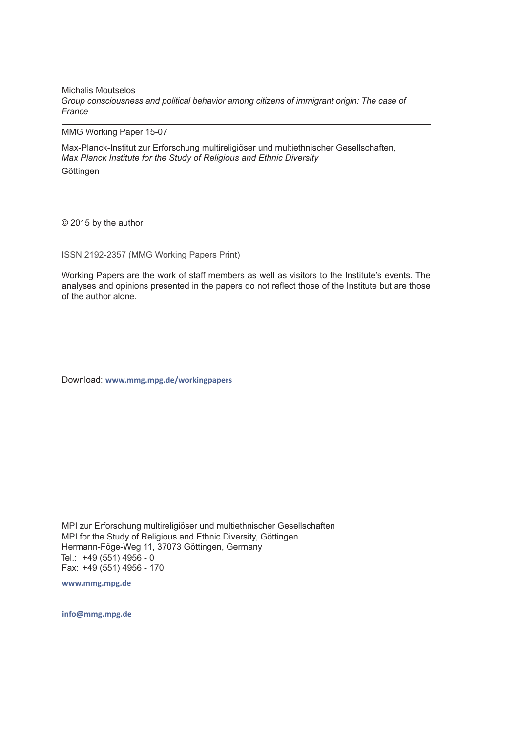Michalis Moutselos
*Group consciousness and political behavior among citizens of immigrant origin: The case of France*

---

MMG Working Paper 15-07

Max-Planck-Institut zur Erforschung multireligiöser und multiethnischer Gesellschaften,
*Max Planck Institute for the Study of Religious and Ethnic Diversity*
Göttingen

© 2015 by the author

ISSN 2192-2357 (MMG Working Papers Print)

Working Papers are the work of staff members as well as visitors to the Institute's events. The analyses and opinions presented in the papers do not reflect those of the Institute but are those of the author alone.

Download: **www.mmg.mpg.de/workingpapers**

MPI zur Erforschung multireligiöser und multiethnischer Gesellschaften
MPI for the Study of Religious and Ethnic Diversity, Göttingen
Hermann-Föge-Weg 11, 37073 Göttingen, Germany
Tel.: +49 (551) 4956 - 0
Fax: +49 (551) 4956 - 170

**www.mmg.mpg.de**

**info@mmg.mpg.de**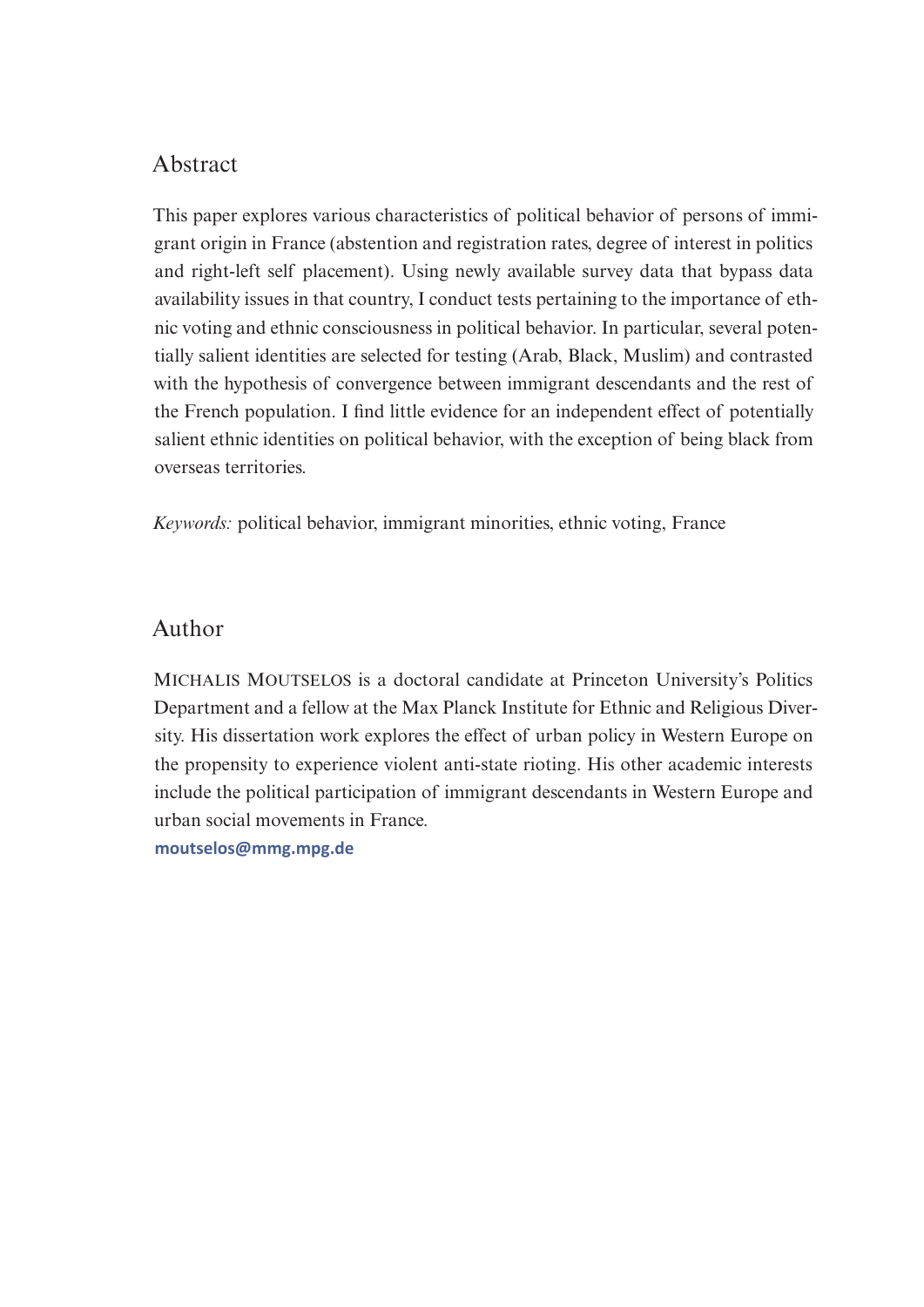## Abstract

This paper explores various characteristics of political behavior of persons of immigrant origin in France (abstention and registration rates, degree of interest in politics and right-left self placement). Using newly available survey data that bypass data availability issues in that country, I conduct tests pertaining to the importance of ethnic voting and ethnic consciousness in political behavior. In particular, several potentially salient identities are selected for testing (Arab, Black, Muslim) and contrasted with the hypothesis of convergence between immigrant descendants and the rest of the French population. I find little evidence for an independent effect of potentially salient ethnic identities on political behavior, with the exception of being black from overseas territories.

*Keywords:* political behavior, immigrant minorities, ethnic voting, France

## Author

MICHALIS MOUTSELOS is a doctoral candidate at Princeton University's Politics Department and a fellow at the Max Planck Institute for Ethnic and Religious Diversity. His dissertation work explores the effect of urban policy in Western Europe on the propensity to experience violent anti-state rioting. His other academic interests include the political participation of immigrant descendants in Western Europe and urban social movements in France.

**moutselos@mmg.mpg.de**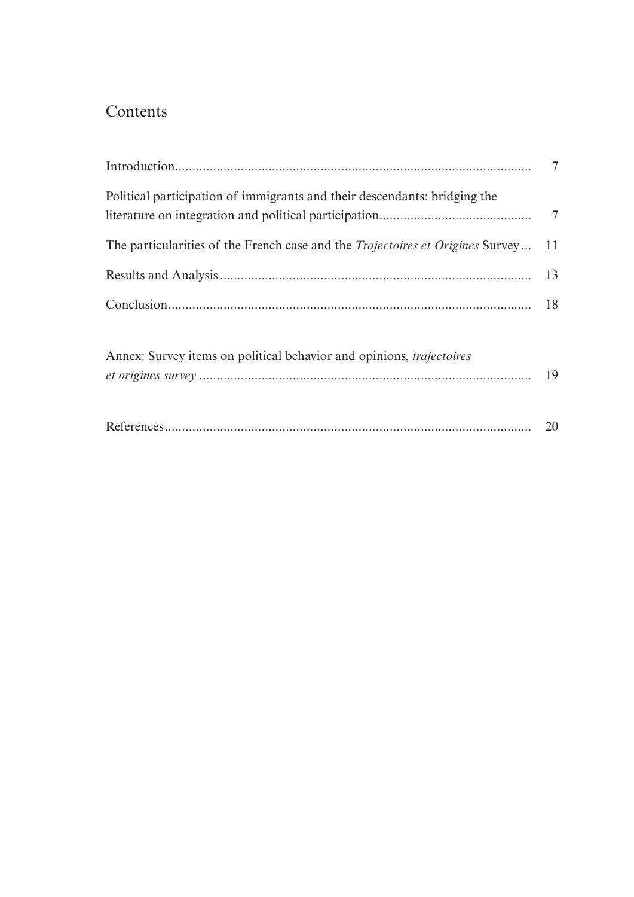# Contents

Introduction ........................................................................................................ 7

Political participation of immigrants and their descendants: bridging the literature on integration and political participation ........................................... 7

The particularities of the French case and the *Trajectoires et Origines* Survey ... 11

Results and Analysis ........................................................................................... 13

Conclusion ........................................................................................................... 18

Annex: Survey items on political behavior and opinions, *trajectoires et origines survey* ............................................................................................... 19

References ........................................................................................................... 20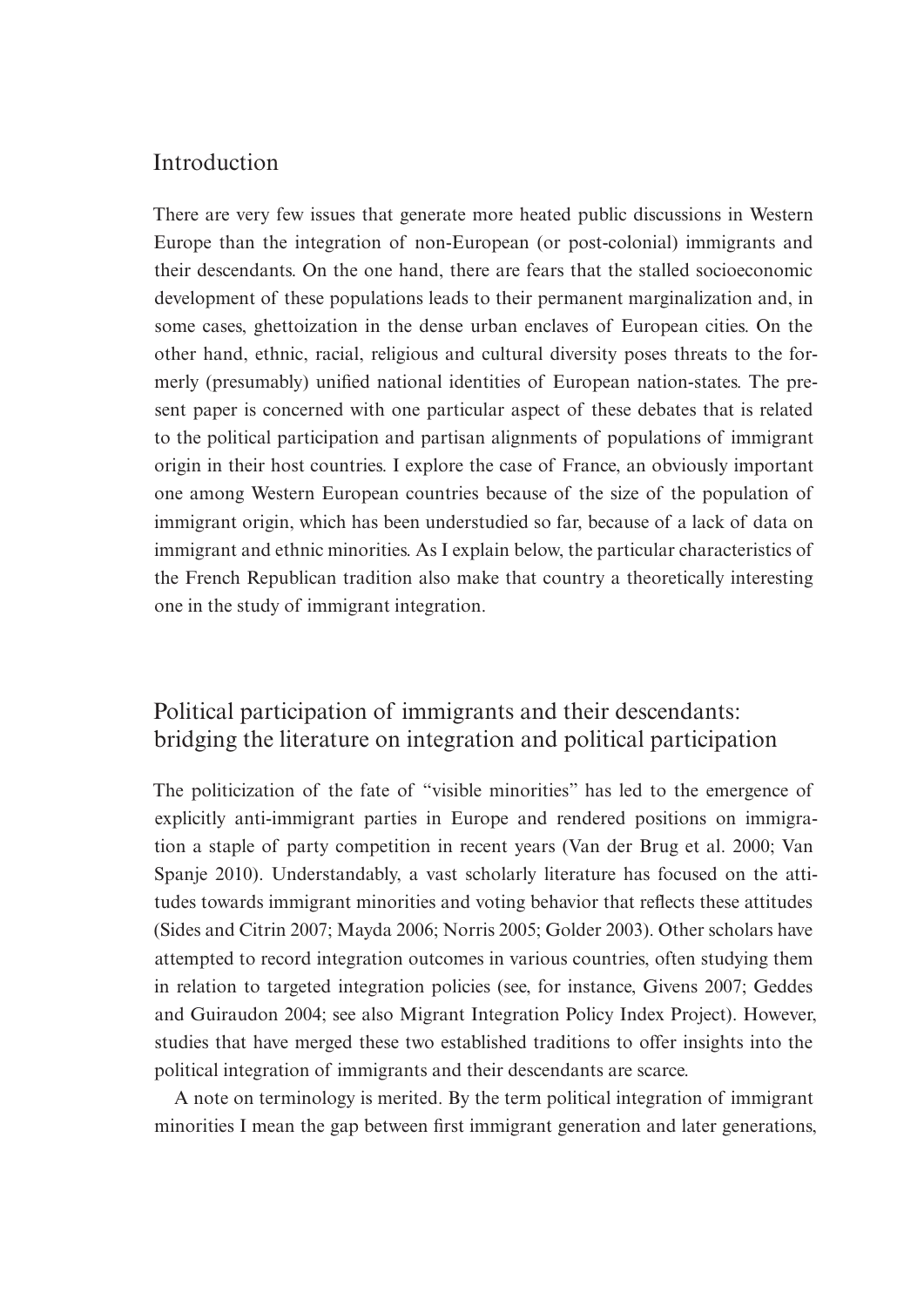## Introduction

There are very few issues that generate more heated public discussions in Western Europe than the integration of non-European (or post-colonial) immigrants and their descendants. On the one hand, there are fears that the stalled socioeconomic development of these populations leads to their permanent marginalization and, in some cases, ghettoization in the dense urban enclaves of European cities. On the other hand, ethnic, racial, religious and cultural diversity poses threats to the formerly (presumably) unified national identities of European nation-states. The present paper is concerned with one particular aspect of these debates that is related to the political participation and partisan alignments of populations of immigrant origin in their host countries. I explore the case of France, an obviously important one among Western European countries because of the size of the population of immigrant origin, which has been understudied so far, because of a lack of data on immigrant and ethnic minorities. As I explain below, the particular characteristics of the French Republican tradition also make that country a theoretically interesting one in the study of immigrant integration.

## Political participation of immigrants and their descendants: bridging the literature on integration and political participation

The politicization of the fate of "visible minorities" has led to the emergence of explicitly anti-immigrant parties in Europe and rendered positions on immigration a staple of party competition in recent years (Van der Brug et al. 2000; Van Spanje 2010). Understandably, a vast scholarly literature has focused on the attitudes towards immigrant minorities and voting behavior that reflects these attitudes (Sides and Citrin 2007; Mayda 2006; Norris 2005; Golder 2003). Other scholars have attempted to record integration outcomes in various countries, often studying them in relation to targeted integration policies (see, for instance, Givens 2007; Geddes and Guiraudon 2004; see also Migrant Integration Policy Index Project). However, studies that have merged these two established traditions to offer insights into the political integration of immigrants and their descendants are scarce.

A note on terminology is merited. By the term political integration of immigrant minorities I mean the gap between first immigrant generation and later generations,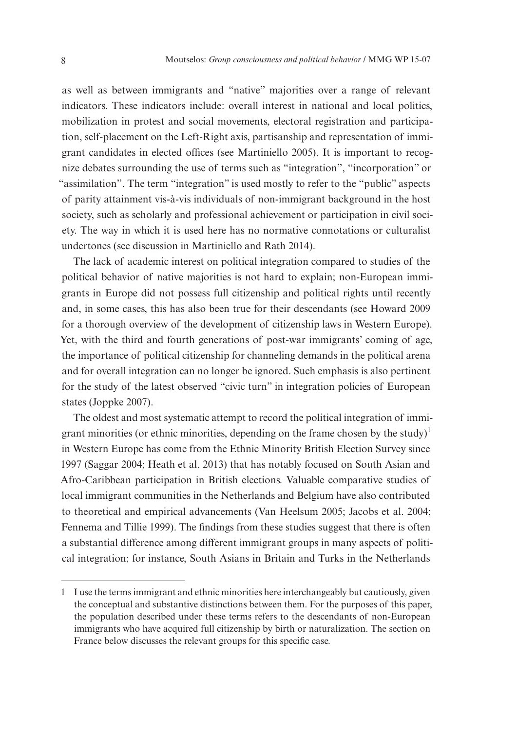as well as between immigrants and "native" majorities over a range of relevant indicators. These indicators include: overall interest in national and local politics, mobilization in protest and social movements, electoral registration and participation, self-placement on the Left-Right axis, partisanship and representation of immigrant candidates in elected offices (see Martiniello 2005). It is important to recognize debates surrounding the use of terms such as "integration", "incorporation" or "assimilation". The term "integration" is used mostly to refer to the "public" aspects of parity attainment vis-à-vis individuals of non-immigrant background in the host society, such as scholarly and professional achievement or participation in civil society. The way in which it is used here has no normative connotations or culturalist undertones (see discussion in Martiniello and Rath 2014).

The lack of academic interest on political integration compared to studies of the political behavior of native majorities is not hard to explain; non-European immigrants in Europe did not possess full citizenship and political rights until recently and, in some cases, this has also been true for their descendants (see Howard 2009 for a thorough overview of the development of citizenship laws in Western Europe). Yet, with the third and fourth generations of post-war immigrants' coming of age, the importance of political citizenship for channeling demands in the political arena and for overall integration can no longer be ignored. Such emphasis is also pertinent for the study of the latest observed "civic turn" in integration policies of European states (Joppke 2007).

The oldest and most systematic attempt to record the political integration of immigrant minorities (or ethnic minorities, depending on the frame chosen by the study)[1] in Western Europe has come from the Ethnic Minority British Election Survey since 1997 (Saggar 2004; Heath et al. 2013) that has notably focused on South Asian and Afro-Caribbean participation in British elections. Valuable comparative studies of local immigrant communities in the Netherlands and Belgium have also contributed to theoretical and empirical advancements (Van Heelsum 2005; Jacobs et al. 2004; Fennema and Tillie 1999). The findings from these studies suggest that there is often a substantial difference among different immigrant groups in many aspects of political integration; for instance, South Asians in Britain and Turks in the Netherlands

---

1 I use the terms immigrant and ethnic minorities here interchangeably but cautiously, given the conceptual and substantive distinctions between them. For the purposes of this paper, the population described under these terms refers to the descendants of non-European immigrants who have acquired full citizenship by birth or naturalization. The section on France below discusses the relevant groups for this specific case.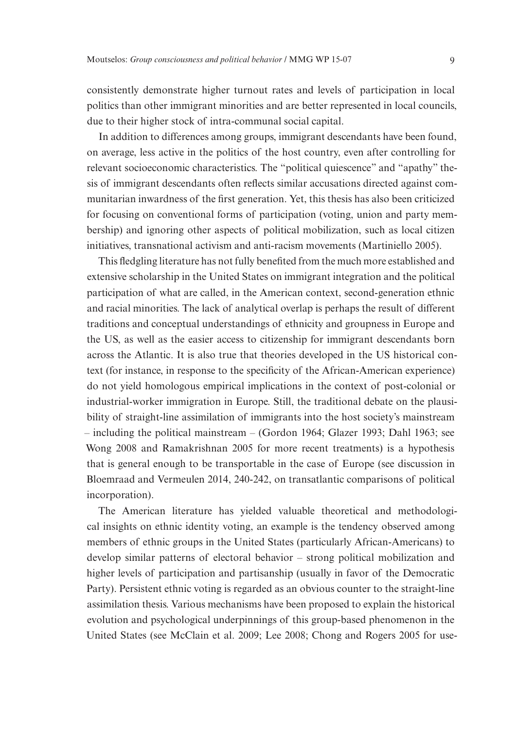consistently demonstrate higher turnout rates and levels of participation in local politics than other immigrant minorities and are better represented in local councils, due to their higher stock of intra-communal social capital.

In addition to differences among groups, immigrant descendants have been found, on average, less active in the politics of the host country, even after controlling for relevant socioeconomic characteristics. The "political quiescence" and "apathy" thesis of immigrant descendants often reflects similar accusations directed against communitarian inwardness of the first generation. Yet, this thesis has also been criticized for focusing on conventional forms of participation (voting, union and party membership) and ignoring other aspects of political mobilization, such as local citizen initiatives, transnational activism and anti-racism movements (Martiniello 2005).

This fledgling literature has not fully benefited from the much more established and extensive scholarship in the United States on immigrant integration and the political participation of what are called, in the American context, second-generation ethnic and racial minorities. The lack of analytical overlap is perhaps the result of different traditions and conceptual understandings of ethnicity and groupness in Europe and the US, as well as the easier access to citizenship for immigrant descendants born across the Atlantic. It is also true that theories developed in the US historical context (for instance, in response to the specificity of the African-American experience) do not yield homologous empirical implications in the context of post-colonial or industrial-worker immigration in Europe. Still, the traditional debate on the plausibility of straight-line assimilation of immigrants into the host society's mainstream – including the political mainstream – (Gordon 1964; Glazer 1993; Dahl 1963; see Wong 2008 and Ramakrishnan 2005 for more recent treatments) is a hypothesis that is general enough to be transportable in the case of Europe (see discussion in Bloemraad and Vermeulen 2014, 240-242, on transatlantic comparisons of political incorporation).

The American literature has yielded valuable theoretical and methodological insights on ethnic identity voting, an example is the tendency observed among members of ethnic groups in the United States (particularly African-Americans) to develop similar patterns of electoral behavior – strong political mobilization and higher levels of participation and partisanship (usually in favor of the Democratic Party). Persistent ethnic voting is regarded as an obvious counter to the straight-line assimilation thesis. Various mechanisms have been proposed to explain the historical evolution and psychological underpinnings of this group-based phenomenon in the United States (see McClain et al. 2009; Lee 2008; Chong and Rogers 2005 for use-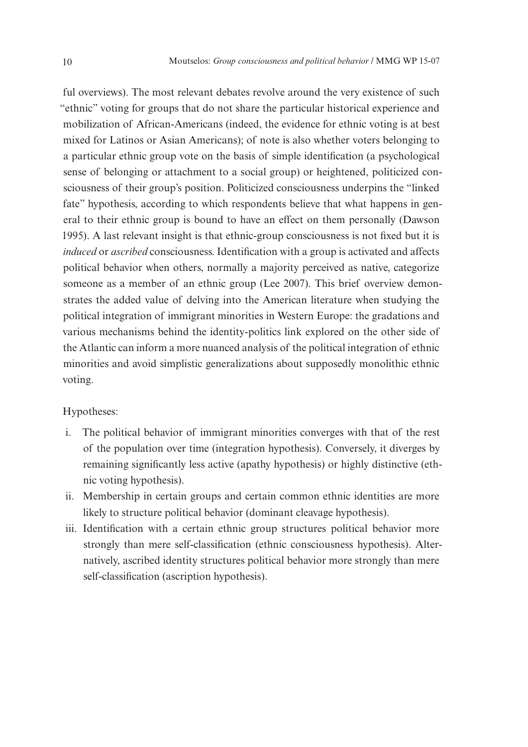ful overviews). The most relevant debates revolve around the very existence of such "ethnic" voting for groups that do not share the particular historical experience and mobilization of African-Americans (indeed, the evidence for ethnic voting is at best mixed for Latinos or Asian Americans); of note is also whether voters belonging to a particular ethnic group vote on the basis of simple identification (a psychological sense of belonging or attachment to a social group) or heightened, politicized consciousness of their group's position. Politicized consciousness underpins the "linked fate" hypothesis, according to which respondents believe that what happens in general to their ethnic group is bound to have an effect on them personally (Dawson 1995). A last relevant insight is that ethnic-group consciousness is not fixed but it is *induced* or *ascribed* consciousness. Identification with a group is activated and affects political behavior when others, normally a majority perceived as native, categorize someone as a member of an ethnic group (Lee 2007). This brief overview demonstrates the added value of delving into the American literature when studying the political integration of immigrant minorities in Western Europe: the gradations and various mechanisms behind the identity-politics link explored on the other side of the Atlantic can inform a more nuanced analysis of the political integration of ethnic minorities and avoid simplistic generalizations about supposedly monolithic ethnic voting.

Hypotheses:

i. The political behavior of immigrant minorities converges with that of the rest of the population over time (integration hypothesis). Conversely, it diverges by remaining significantly less active (apathy hypothesis) or highly distinctive (ethnic voting hypothesis).
ii. Membership in certain groups and certain common ethnic identities are more likely to structure political behavior (dominant cleavage hypothesis).
iii. Identification with a certain ethnic group structures political behavior more strongly than mere self-classification (ethnic consciousness hypothesis). Alternatively, ascribed identity structures political behavior more strongly than mere self-classification (ascription hypothesis).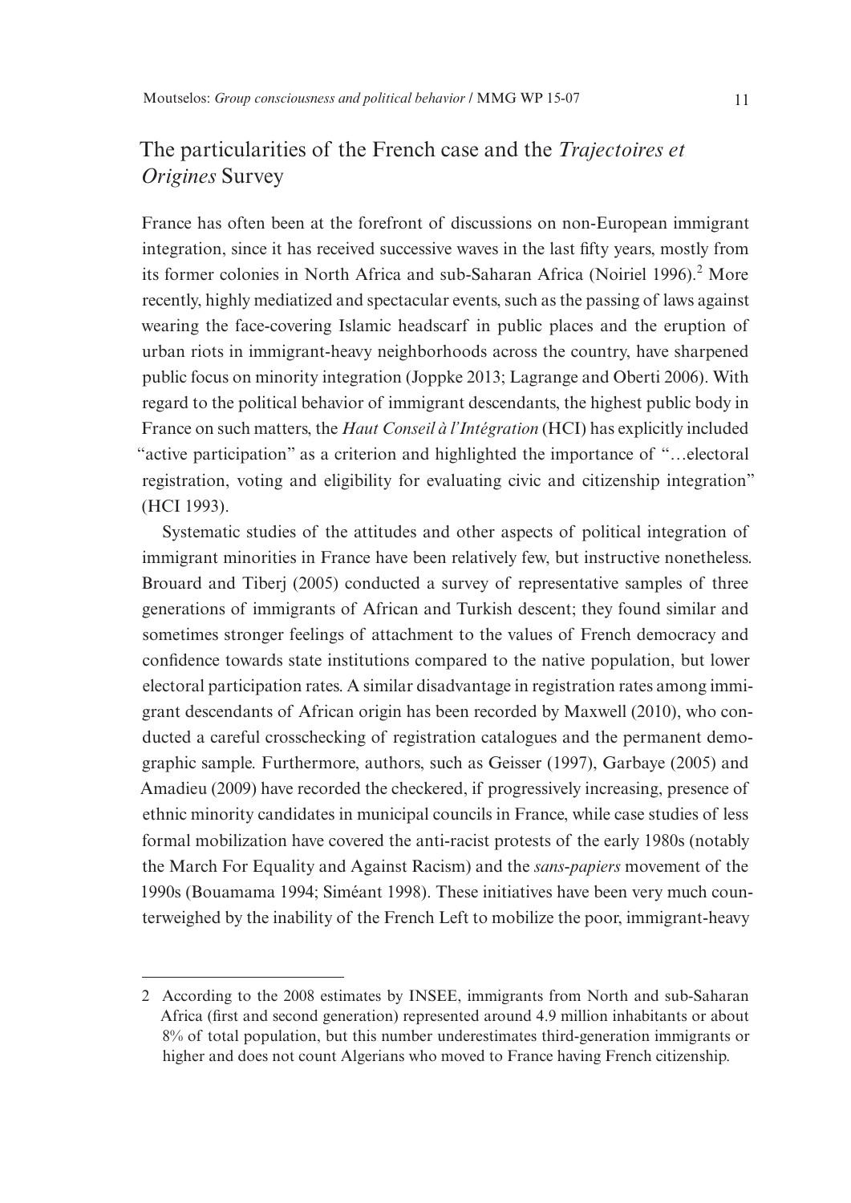## The particularities of the French case and the *Trajectoires et Origines* Survey

France has often been at the forefront of discussions on non-European immigrant integration, since it has received successive waves in the last fifty years, mostly from its former colonies in North Africa and sub-Saharan Africa (Noiriel 1996).[2] More recently, highly mediatized and spectacular events, such as the passing of laws against wearing the face-covering Islamic headscarf in public places and the eruption of urban riots in immigrant-heavy neighborhoods across the country, have sharpened public focus on minority integration (Joppke 2013; Lagrange and Oberti 2006). With regard to the political behavior of immigrant descendants, the highest public body in France on such matters, the *Haut Conseil à l'Intégration* (HCI) has explicitly included "active participation" as a criterion and highlighted the importance of "…electoral registration, voting and eligibility for evaluating civic and citizenship integration" (HCI 1993).

Systematic studies of the attitudes and other aspects of political integration of immigrant minorities in France have been relatively few, but instructive nonetheless. Brouard and Tiberj (2005) conducted a survey of representative samples of three generations of immigrants of African and Turkish descent; they found similar and sometimes stronger feelings of attachment to the values of French democracy and confidence towards state institutions compared to the native population, but lower electoral participation rates. A similar disadvantage in registration rates among immigrant descendants of African origin has been recorded by Maxwell (2010), who conducted a careful crosschecking of registration catalogues and the permanent demographic sample. Furthermore, authors, such as Geisser (1997), Garbaye (2005) and Amadieu (2009) have recorded the checkered, if progressively increasing, presence of ethnic minority candidates in municipal councils in France, while case studies of less formal mobilization have covered the anti-racist protests of the early 1980s (notably the March For Equality and Against Racism) and the *sans-papiers* movement of the 1990s (Bouamama 1994; Siméant 1998). These initiatives have been very much counterweighed by the inability of the French Left to mobilize the poor, immigrant-heavy

---

2 According to the 2008 estimates by INSEE, immigrants from North and sub-Saharan Africa (first and second generation) represented around 4.9 million inhabitants or about 8% of total population, but this number underestimates third-generation immigrants or higher and does not count Algerians who moved to France having French citizenship.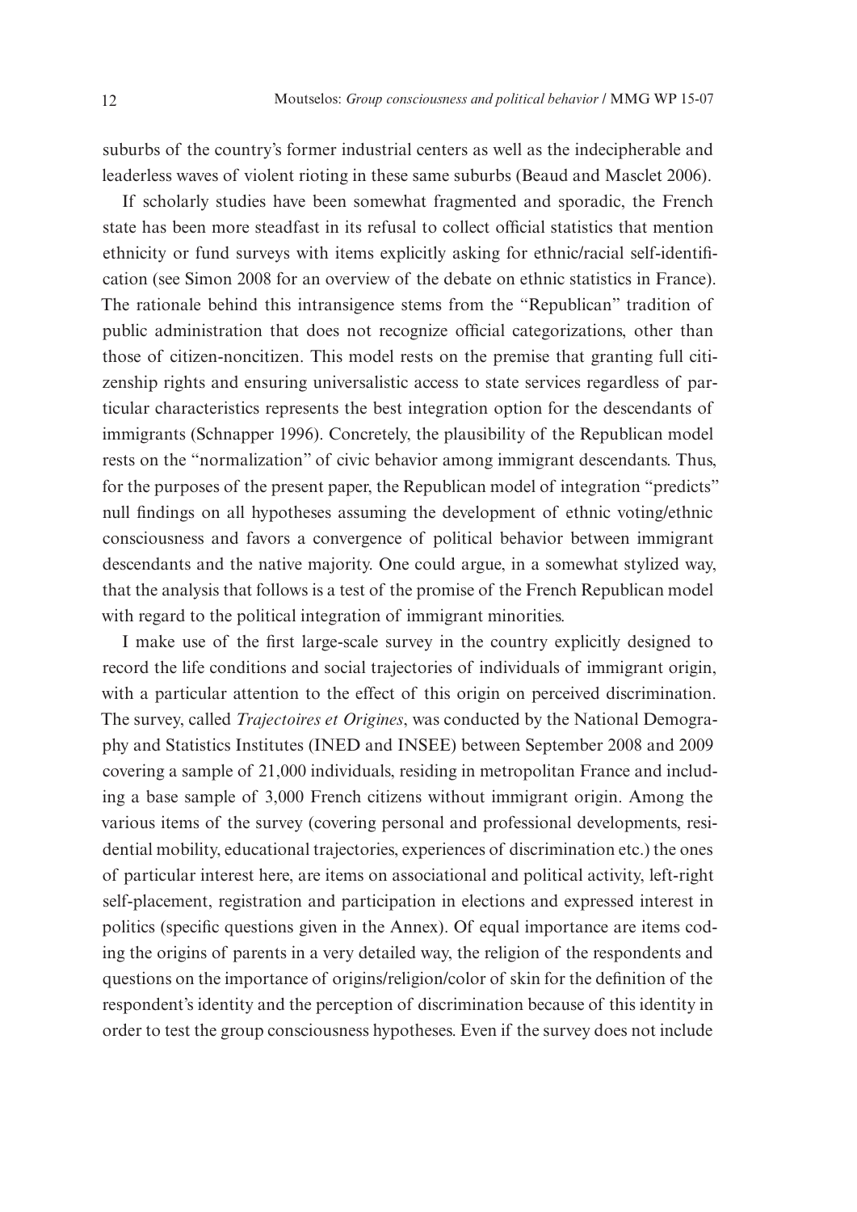suburbs of the country's former industrial centers as well as the indecipherable and leaderless waves of violent rioting in these same suburbs (Beaud and Masclet 2006).

If scholarly studies have been somewhat fragmented and sporadic, the French state has been more steadfast in its refusal to collect official statistics that mention ethnicity or fund surveys with items explicitly asking for ethnic/racial self-identification (see Simon 2008 for an overview of the debate on ethnic statistics in France). The rationale behind this intransigence stems from the "Republican" tradition of public administration that does not recognize official categorizations, other than those of citizen-noncitizen. This model rests on the premise that granting full citizenship rights and ensuring universalistic access to state services regardless of particular characteristics represents the best integration option for the descendants of immigrants (Schnapper 1996). Concretely, the plausibility of the Republican model rests on the "normalization" of civic behavior among immigrant descendants. Thus, for the purposes of the present paper, the Republican model of integration "predicts" null findings on all hypotheses assuming the development of ethnic voting/ethnic consciousness and favors a convergence of political behavior between immigrant descendants and the native majority. One could argue, in a somewhat stylized way, that the analysis that follows is a test of the promise of the French Republican model with regard to the political integration of immigrant minorities.

I make use of the first large-scale survey in the country explicitly designed to record the life conditions and social trajectories of individuals of immigrant origin, with a particular attention to the effect of this origin on perceived discrimination. The survey, called *Trajectoires et Origines*, was conducted by the National Demography and Statistics Institutes (INED and INSEE) between September 2008 and 2009 covering a sample of 21,000 individuals, residing in metropolitan France and including a base sample of 3,000 French citizens without immigrant origin. Among the various items of the survey (covering personal and professional developments, residential mobility, educational trajectories, experiences of discrimination etc.) the ones of particular interest here, are items on associational and political activity, left-right self-placement, registration and participation in elections and expressed interest in politics (specific questions given in the Annex). Of equal importance are items coding the origins of parents in a very detailed way, the religion of the respondents and questions on the importance of origins/religion/color of skin for the definition of the respondent's identity and the perception of discrimination because of this identity in order to test the group consciousness hypotheses. Even if the survey does not include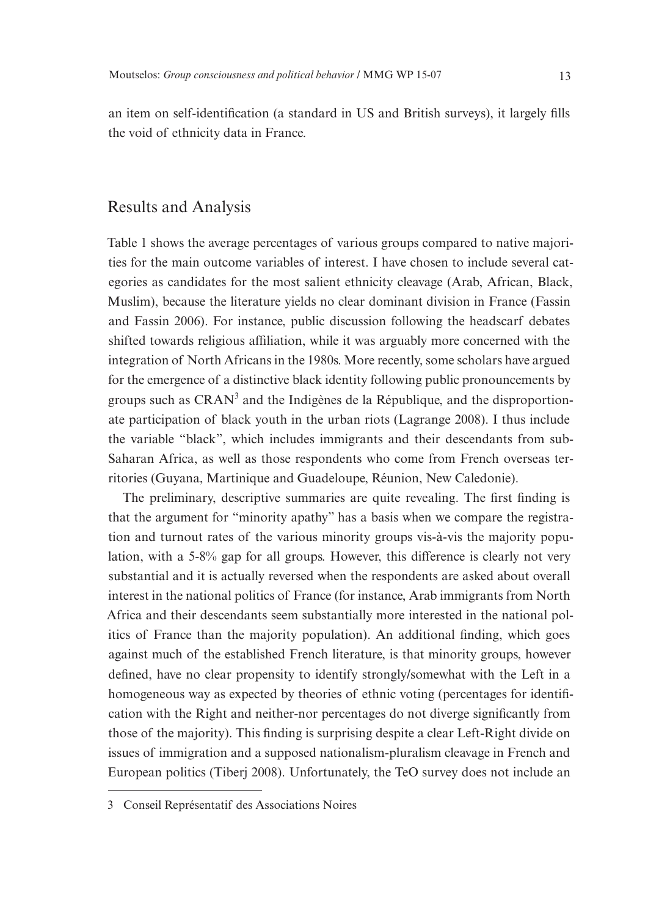an item on self-identification (a standard in US and British surveys), it largely fills the void of ethnicity data in France.

## Results and Analysis

Table 1 shows the average percentages of various groups compared to native majorities for the main outcome variables of interest. I have chosen to include several categories as candidates for the most salient ethnicity cleavage (Arab, African, Black, Muslim), because the literature yields no clear dominant division in France (Fassin and Fassin 2006). For instance, public discussion following the headscarf debates shifted towards religious affiliation, while it was arguably more concerned with the integration of North Africans in the 1980s. More recently, some scholars have argued for the emergence of a distinctive black identity following public pronouncements by groups such as CRAN[3] and the Indigènes de la République, and the disproportionate participation of black youth in the urban riots (Lagrange 2008). I thus include the variable "black", which includes immigrants and their descendants from sub-Saharan Africa, as well as those respondents who come from French overseas territories (Guyana, Martinique and Guadeloupe, Réunion, New Caledonie).

The preliminary, descriptive summaries are quite revealing. The first finding is that the argument for "minority apathy" has a basis when we compare the registration and turnout rates of the various minority groups vis-à-vis the majority population, with a 5-8% gap for all groups. However, this difference is clearly not very substantial and it is actually reversed when the respondents are asked about overall interest in the national politics of France (for instance, Arab immigrants from North Africa and their descendants seem substantially more interested in the national politics of France than the majority population). An additional finding, which goes against much of the established French literature, is that minority groups, however defined, have no clear propensity to identify strongly/somewhat with the Left in a homogeneous way as expected by theories of ethnic voting (percentages for identification with the Right and neither-nor percentages do not diverge significantly from those of the majority). This finding is surprising despite a clear Left-Right divide on issues of immigration and a supposed nationalism-pluralism cleavage in French and European politics (Tiberj 2008). Unfortunately, the TeO survey does not include an

3 Conseil Représentatif des Associations Noires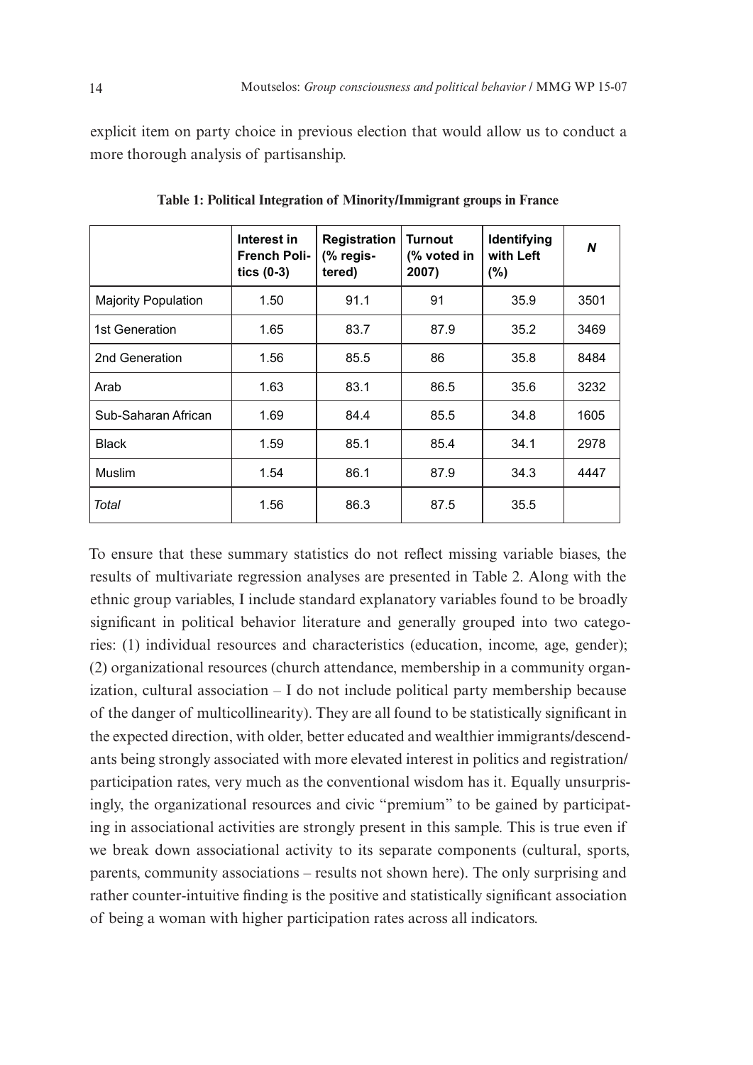explicit item on party choice in previous election that would allow us to conduct a more thorough analysis of partisanship.

**Table 1: Political Integration of Minority/Immigrant groups in France**

| | Interest in French Politics (0-3) | Registration (% registered) | Turnout (% voted in 2007) | Identifying with Left (%) | *N* |
|---|---|---|---|---|---|
| Majority Population | 1.50 | 91.1 | 91 | 35.9 | 3501 |
| 1st Generation | 1.65 | 83.7 | 87.9 | 35.2 | 3469 |
| 2nd Generation | 1.56 | 85.5 | 86 | 35.8 | 8484 |
| Arab | 1.63 | 83.1 | 86.5 | 35.6 | 3232 |
| Sub-Saharan African | 1.69 | 84.4 | 85.5 | 34.8 | 1605 |
| Black | 1.59 | 85.1 | 85.4 | 34.1 | 2978 |
| Muslim | 1.54 | 86.1 | 87.9 | 34.3 | 4447 |
| *Total* | 1.56 | 86.3 | 87.5 | 35.5 | |

To ensure that these summary statistics do not reflect missing variable biases, the results of multivariate regression analyses are presented in Table 2. Along with the ethnic group variables, I include standard explanatory variables found to be broadly significant in political behavior literature and generally grouped into two categories: (1) individual resources and characteristics (education, income, age, gender); (2) organizational resources (church attendance, membership in a community organization, cultural association – I do not include political party membership because of the danger of multicollinearity). They are all found to be statistically significant in the expected direction, with older, better educated and wealthier immigrants/descendants being strongly associated with more elevated interest in politics and registration/participation rates, very much as the conventional wisdom has it. Equally unsurprisingly, the organizational resources and civic "premium" to be gained by participating in associational activities are strongly present in this sample. This is true even if we break down associational activity to its separate components (cultural, sports, parents, community associations – results not shown here). The only surprising and rather counter-intuitive finding is the positive and statistically significant association of being a woman with higher participation rates across all indicators.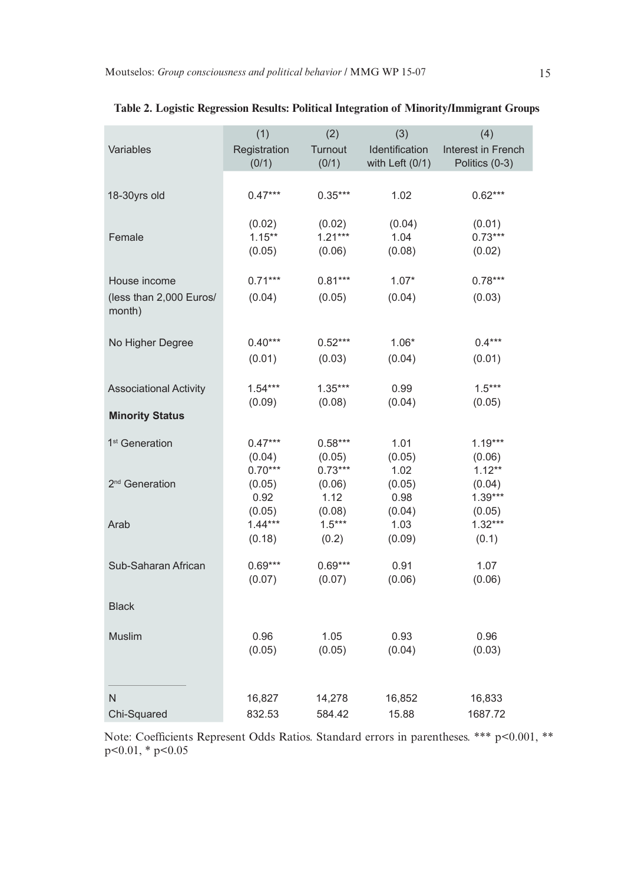**Table 2. Logistic Regression Results: Political Integration of Minority/Immigrant Groups**

| Variables | (1) Registration (0/1) | (2) Turnout (0/1) | (3) Identification with Left (0/1) | (4) Interest in French Politics (0-3) |
|---|---|---|---|---|
| 18-30yrs old | 0.47*** | 0.35*** | 1.02 | 0.62*** |
| | (0.02) | (0.02) | (0.04) | (0.01) |
| Female | 1.15** | 1.21*** | 1.04 | 0.73*** |
| | (0.05) | (0.06) | (0.08) | (0.02) |
| House income | 0.71*** | 0.81*** | 1.07* | 0.78*** |
| (less than 2,000 Euros/ month) | (0.04) | (0.05) | (0.04) | (0.03) |
| No Higher Degree | 0.40*** | 0.52*** | 1.06* | 0.4*** |
| | (0.01) | (0.03) | (0.04) | (0.01) |
| Associational Activity | 1.54*** | 1.35*** | 0.99 | 1.5*** |
| | (0.09) | (0.08) | (0.04) | (0.05) |
| **Minority Status** | | | | |
| 1st Generation | 0.47*** | 0.58*** | 1.01 | 1.19*** |
| | (0.04) | (0.05) | (0.05) | (0.06) |
| | 0.70*** | 0.73*** | 1.02 | 1.12** |
| 2nd Generation | (0.05) | (0.06) | (0.05) | (0.04) |
| | 0.92 | 1.12 | 0.98 | 1.39*** |
| | (0.05) | (0.08) | (0.04) | (0.05) |
| Arab | 1.44*** | 1.5*** | 1.03 | 1.32*** |
| | (0.18) | (0.2) | (0.09) | (0.1) |
| Sub-Saharan African | 0.69*** | 0.69*** | 0.91 | 1.07 |
| | (0.07) | (0.07) | (0.06) | (0.06) |
| Black | | | | |
| Muslim | 0.96 | 1.05 | 0.93 | 0.96 |
| | (0.05) | (0.05) | (0.04) | (0.03) |
| N | 16,827 | 14,278 | 16,852 | 16,833 |
| Chi-Squared | 832.53 | 584.42 | 15.88 | 1687.72 |

Note: Coefficients Represent Odds Ratios. Standard errors in parentheses. *** p<0.001, ** p<0.01, * p<0.05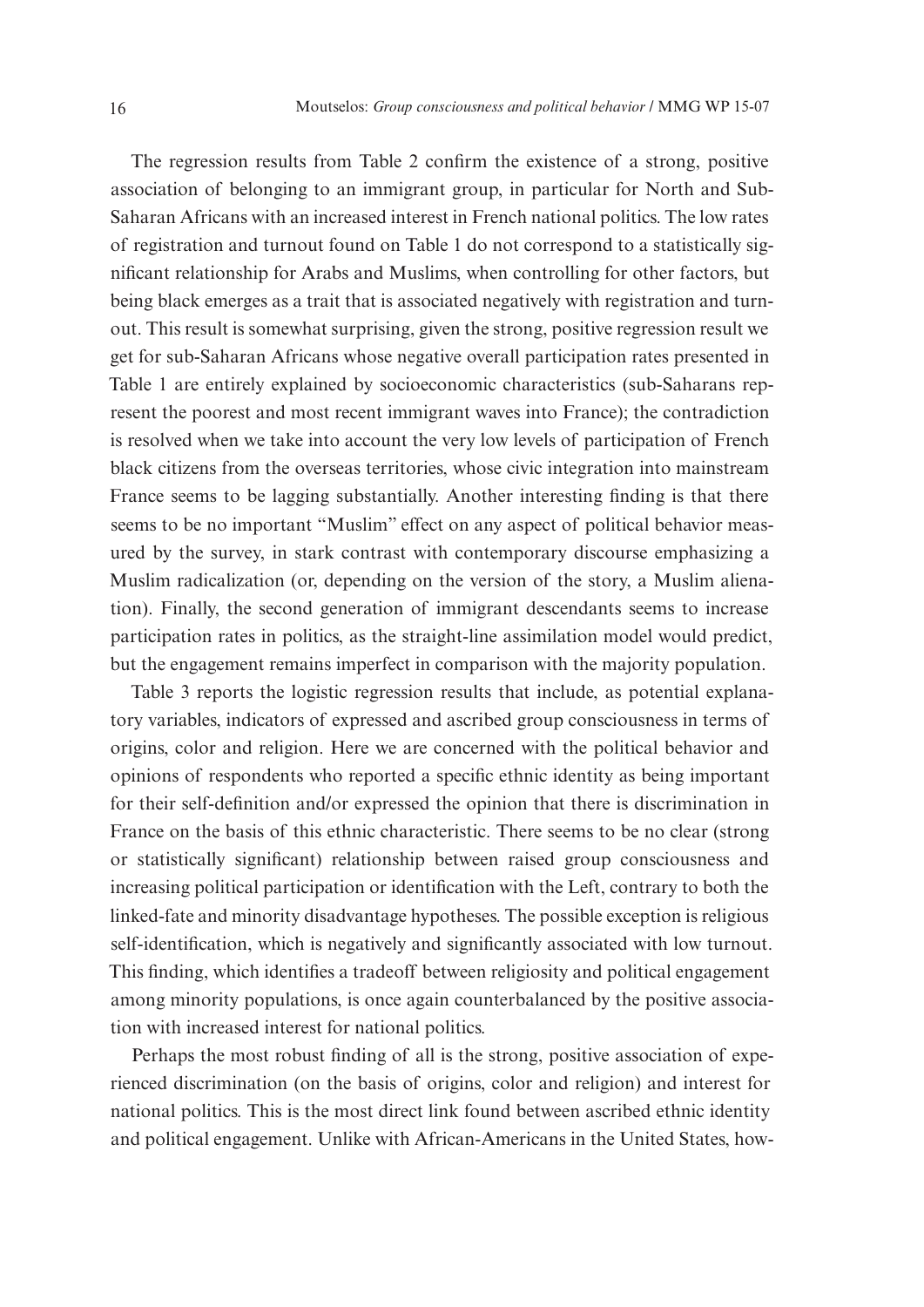The regression results from Table 2 confirm the existence of a strong, positive association of belonging to an immigrant group, in particular for North and Sub-Saharan Africans with an increased interest in French national politics. The low rates of registration and turnout found on Table 1 do not correspond to a statistically significant relationship for Arabs and Muslims, when controlling for other factors, but being black emerges as a trait that is associated negatively with registration and turnout. This result is somewhat surprising, given the strong, positive regression result we get for sub-Saharan Africans whose negative overall participation rates presented in Table 1 are entirely explained by socioeconomic characteristics (sub-Saharans represent the poorest and most recent immigrant waves into France); the contradiction is resolved when we take into account the very low levels of participation of French black citizens from the overseas territories, whose civic integration into mainstream France seems to be lagging substantially. Another interesting finding is that there seems to be no important "Muslim" effect on any aspect of political behavior measured by the survey, in stark contrast with contemporary discourse emphasizing a Muslim radicalization (or, depending on the version of the story, a Muslim alienation). Finally, the second generation of immigrant descendants seems to increase participation rates in politics, as the straight-line assimilation model would predict, but the engagement remains imperfect in comparison with the majority population.

Table 3 reports the logistic regression results that include, as potential explanatory variables, indicators of expressed and ascribed group consciousness in terms of origins, color and religion. Here we are concerned with the political behavior and opinions of respondents who reported a specific ethnic identity as being important for their self-definition and/or expressed the opinion that there is discrimination in France on the basis of this ethnic characteristic. There seems to be no clear (strong or statistically significant) relationship between raised group consciousness and increasing political participation or identification with the Left, contrary to both the linked-fate and minority disadvantage hypotheses. The possible exception is religious self-identification, which is negatively and significantly associated with low turnout. This finding, which identifies a tradeoff between religiosity and political engagement among minority populations, is once again counterbalanced by the positive association with increased interest for national politics.

Perhaps the most robust finding of all is the strong, positive association of experienced discrimination (on the basis of origins, color and religion) and interest for national politics. This is the most direct link found between ascribed ethnic identity and political engagement. Unlike with African-Americans in the United States, how-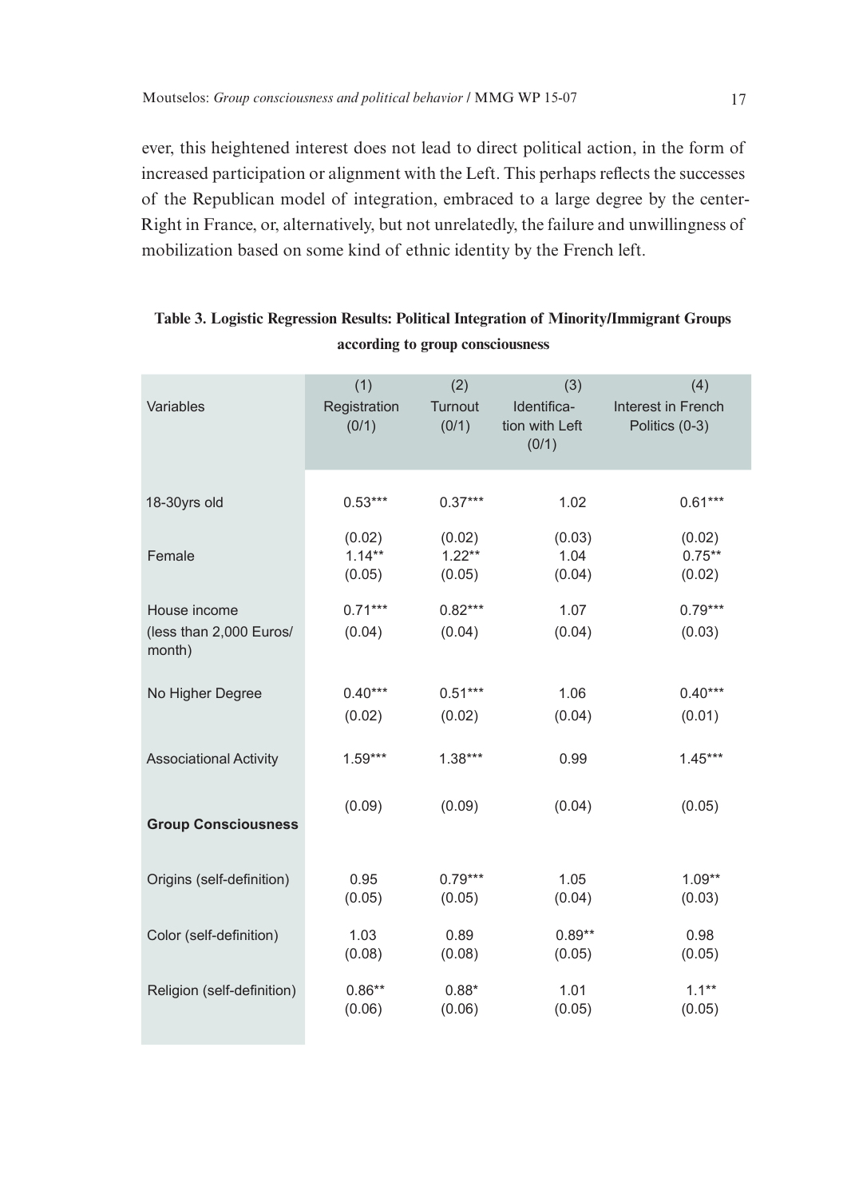ever, this heightened interest does not lead to direct political action, in the form of increased participation or alignment with the Left. This perhaps reflects the successes of the Republican model of integration, embraced to a large degree by the center-Right in France, or, alternatively, but not unrelatedly, the failure and unwillingness of mobilization based on some kind of ethnic identity by the French left.

**Table 3. Logistic Regression Results: Political Integration of Minority/Immigrant Groups according to group consciousness**

| Variables | (1) Registration (0/1) | (2) Turnout (0/1) | (3) Identification with Left (0/1) | (4) Interest in French Politics (0-3) |
|---|---|---|---|---|
| 18-30yrs old | 0.53*** | 0.37*** | 1.02 | 0.61*** |
| | (0.02) | (0.02) | (0.03) | (0.02) |
| Female | 1.14** | 1.22** | 1.04 | 0.75** |
| | (0.05) | (0.05) | (0.04) | (0.02) |
| House income (less than 2,000 Euros/ month) | 0.71*** | 0.82*** | 1.07 | 0.79*** |
| | (0.04) | (0.04) | (0.04) | (0.03) |
| No Higher Degree | 0.40*** | 0.51*** | 1.06 | 0.40*** |
| | (0.02) | (0.02) | (0.04) | (0.01) |
| Associational Activity | 1.59*** | 1.38*** | 0.99 | 1.45*** |
| | (0.09) | (0.09) | (0.04) | (0.05) |
| **Group Consciousness** | | | | |
| Origins (self-definition) | 0.95 | 0.79*** | 1.05 | 1.09** |
| | (0.05) | (0.05) | (0.04) | (0.03) |
| Color (self-definition) | 1.03 | 0.89 | 0.89** | 0.98 |
| | (0.08) | (0.08) | (0.05) | (0.05) |
| Religion (self-definition) | 0.86** | 0.88* | 1.01 | 1.1** |
| | (0.06) | (0.06) | (0.05) | (0.05) |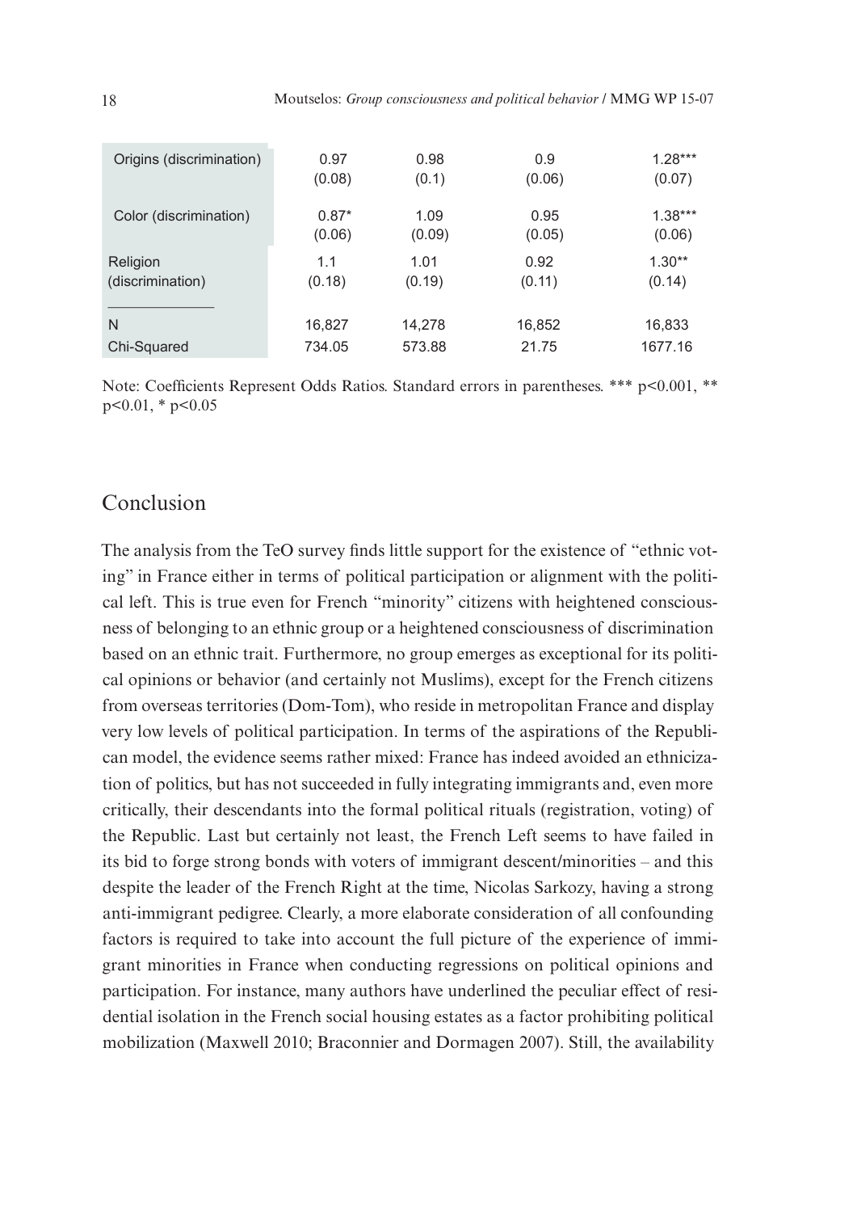| | | | | |
|---|---|---|---|---|
| Origins (discrimination) | 0.97 | 0.98 | 0.9 | 1.28*** |
| | (0.08) | (0.1) | (0.06) | (0.07) |
| Color (discrimination) | 0.87* | 1.09 | 0.95 | 1.38*** |
| | (0.06) | (0.09) | (0.05) | (0.06) |
| Religion (discrimination) | 1.1 | 1.01 | 0.92 | 1.30** |
| | (0.18) | (0.19) | (0.11) | (0.14) |
| N | 16,827 | 14,278 | 16,852 | 16,833 |
| Chi-Squared | 734.05 | 573.88 | 21.75 | 1677.16 |

Note: Coefficients Represent Odds Ratios. Standard errors in parentheses. *** p<0.001, ** p<0.01, * p<0.05

## Conclusion

The analysis from the TeO survey finds little support for the existence of "ethnic voting" in France either in terms of political participation or alignment with the political left. This is true even for French "minority" citizens with heightened consciousness of belonging to an ethnic group or a heightened consciousness of discrimination based on an ethnic trait. Furthermore, no group emerges as exceptional for its political opinions or behavior (and certainly not Muslims), except for the French citizens from overseas territories (Dom-Tom), who reside in metropolitan France and display very low levels of political participation. In terms of the aspirations of the Republican model, the evidence seems rather mixed: France has indeed avoided an ethnicization of politics, but has not succeeded in fully integrating immigrants and, even more critically, their descendants into the formal political rituals (registration, voting) of the Republic. Last but certainly not least, the French Left seems to have failed in its bid to forge strong bonds with voters of immigrant descent/minorities – and this despite the leader of the French Right at the time, Nicolas Sarkozy, having a strong anti-immigrant pedigree. Clearly, a more elaborate consideration of all confounding factors is required to take into account the full picture of the experience of immigrant minorities in France when conducting regressions on political opinions and participation. For instance, many authors have underlined the peculiar effect of residential isolation in the French social housing estates as a factor prohibiting political mobilization (Maxwell 2010; Braconnier and Dormagen 2007). Still, the availability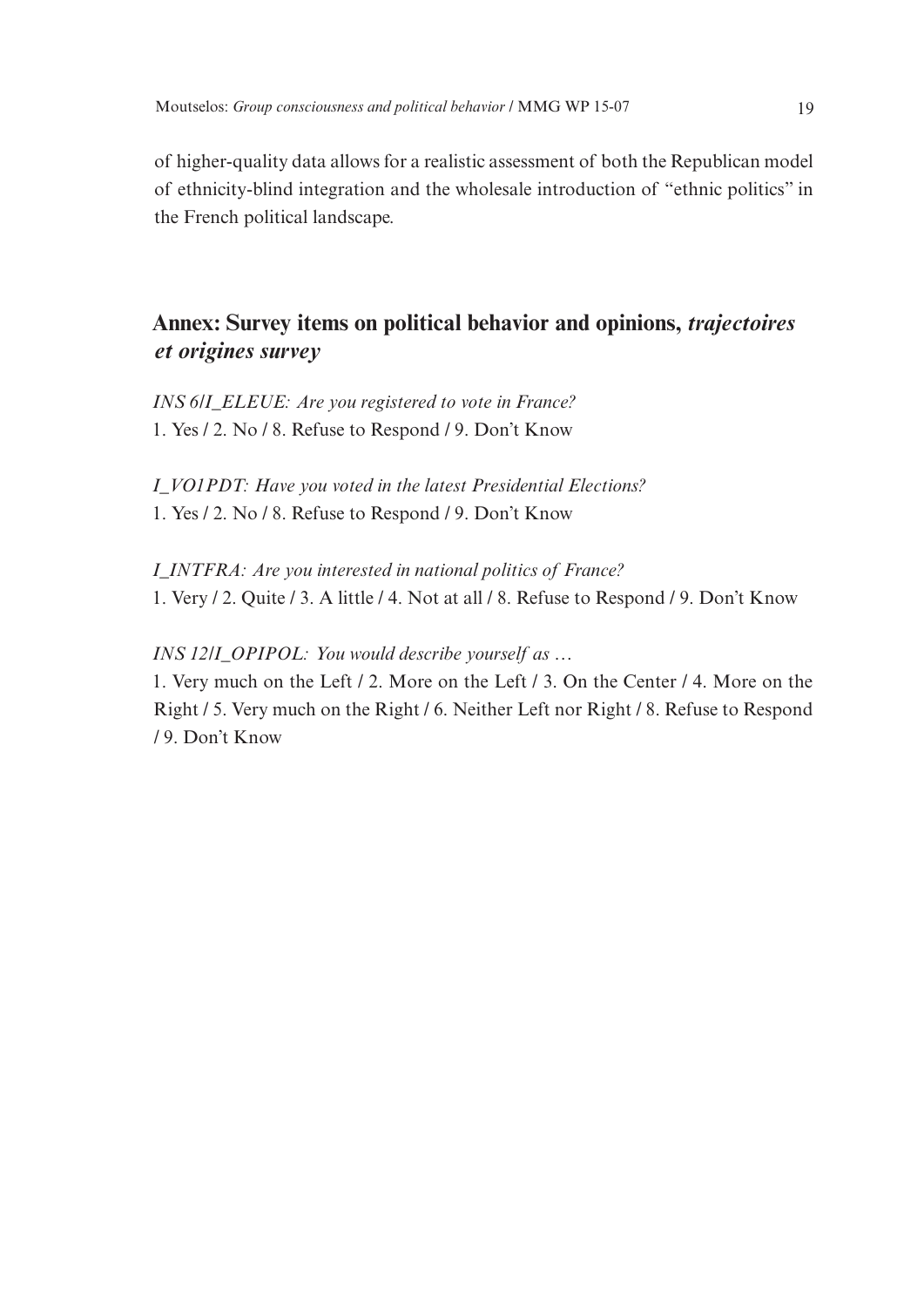of higher-quality data allows for a realistic assessment of both the Republican model of ethnicity-blind integration and the wholesale introduction of "ethnic politics" in the French political landscape.

## Annex: Survey items on political behavior and opinions, *trajectoires et origines survey*

*INS 6/I_ELEUE: Are you registered to vote in France?*
1. Yes / 2. No / 8. Refuse to Respond / 9. Don't Know

*I_VO1PDT: Have you voted in the latest Presidential Elections?*
1. Yes / 2. No / 8. Refuse to Respond / 9. Don't Know

*I_INTFRA: Are you interested in national politics of France?*
1. Very / 2. Quite / 3. A little / 4. Not at all / 8. Refuse to Respond / 9. Don't Know

*INS 12/I_OPIPOL: You would describe yourself as …*
1. Very much on the Left / 2. More on the Left / 3. On the Center / 4. More on the Right / 5. Very much on the Right / 6. Neither Left nor Right / 8. Refuse to Respond / 9. Don't Know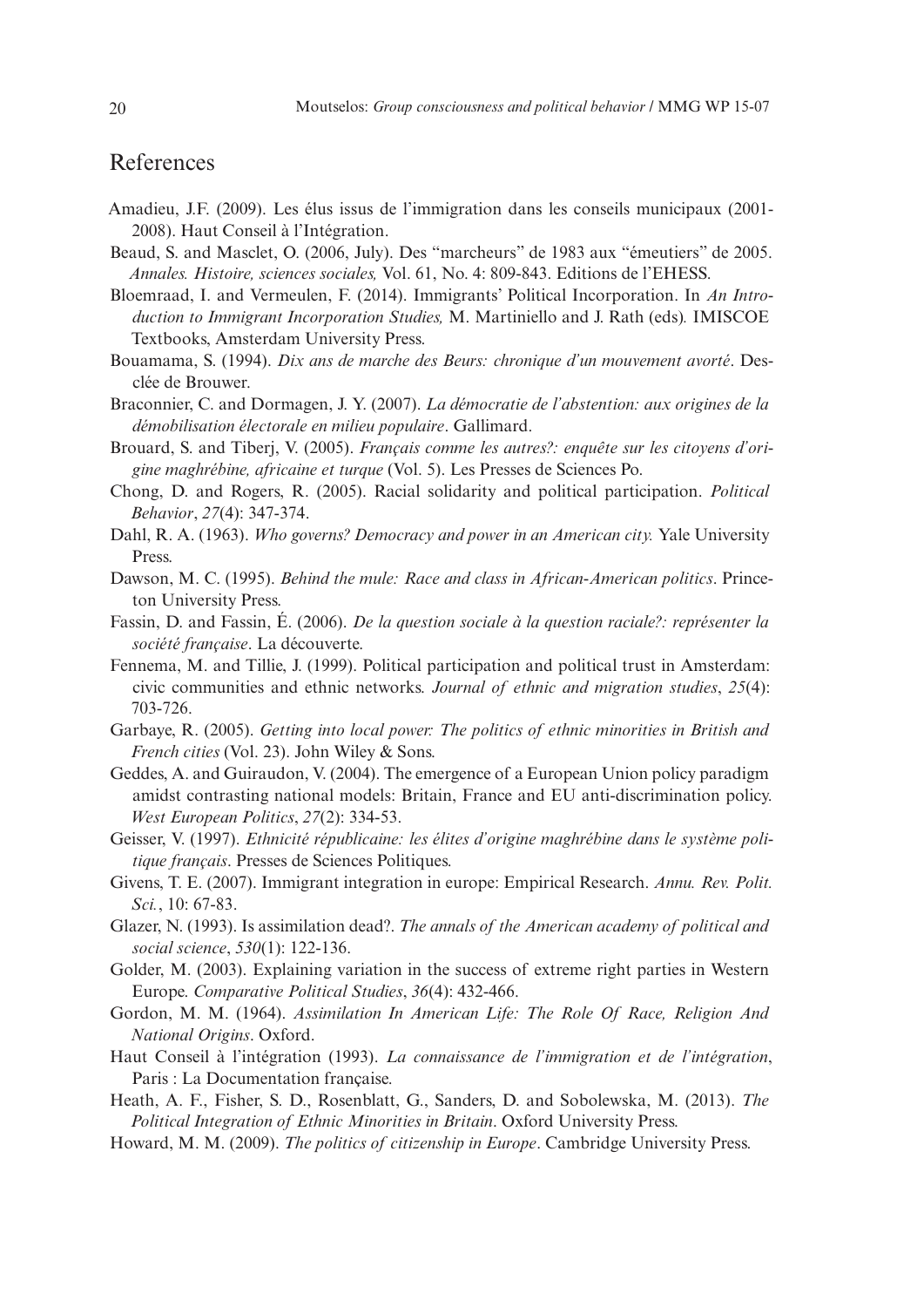# References

Amadieu, J.F. (2009). Les élus issus de l'immigration dans les conseils municipaux (2001-2008). Haut Conseil à l'Intégration.

Beaud, S. and Masclet, O. (2006, July). Des "marcheurs" de 1983 aux "émeutiers" de 2005. *Annales. Histoire, sciences sociales,* Vol. 61, No. 4: 809-843. Editions de l'EHESS.

Bloemraad, I. and Vermeulen, F. (2014). Immigrants' Political Incorporation. In *An Introduction to Immigrant Incorporation Studies,* M. Martiniello and J. Rath (eds). IMISCOE Textbooks, Amsterdam University Press.

Bouamama, S. (1994). *Dix ans de marche des Beurs: chronique d'un mouvement avorté*. Desclée de Brouwer.

Braconnier, C. and Dormagen, J. Y. (2007). *La démocratie de l'abstention: aux origines de la démobilisation électorale en milieu populaire*. Gallimard.

Brouard, S. and Tiberj, V. (2005). *Français comme les autres?: enquête sur les citoyens d'origine maghrébine, africaine et turque* (Vol. 5). Les Presses de Sciences Po.

Chong, D. and Rogers, R. (2005). Racial solidarity and political participation. *Political Behavior*, *27*(4): 347-374.

Dahl, R. A. (1963). *Who governs? Democracy and power in an American city.* Yale University Press.

Dawson, M. C. (1995). *Behind the mule: Race and class in African-American politics*. Princeton University Press.

Fassin, D. and Fassin, É. (2006). *De la question sociale à la question raciale?: représenter la société française*. La découverte.

Fennema, M. and Tillie, J. (1999). Political participation and political trust in Amsterdam: civic communities and ethnic networks. *Journal of ethnic and migration studies*, *25*(4): 703-726.

Garbaye, R. (2005). *Getting into local power: The politics of ethnic minorities in British and French cities* (Vol. 23). John Wiley & Sons.

Geddes, A. and Guiraudon, V. (2004). The emergence of a European Union policy paradigm amidst contrasting national models: Britain, France and EU anti-discrimination policy. *West European Politics*, *27*(2): 334-53.

Geisser, V. (1997). *Ethnicité républicaine: les élites d'origine maghrébine dans le système politique français*. Presses de Sciences Politiques.

Givens, T. E. (2007). Immigrant integration in europe: Empirical Research. *Annu. Rev. Polit. Sci.*, 10: 67-83.

Glazer, N. (1993). Is assimilation dead?. *The annals of the American academy of political and social science*, *530*(1): 122-136.

Golder, M. (2003). Explaining variation in the success of extreme right parties in Western Europe. *Comparative Political Studies*, *36*(4): 432-466.

Gordon, M. M. (1964). *Assimilation In American Life: The Role Of Race, Religion And National Origins*. Oxford.

Haut Conseil à l'intégration (1993). *La connaissance de l'immigration et de l'intégration*, Paris : La Documentation française.

Heath, A. F., Fisher, S. D., Rosenblatt, G., Sanders, D. and Sobolewska, M. (2013). *The Political Integration of Ethnic Minorities in Britain*. Oxford University Press.

Howard, M. M. (2009). *The politics of citizenship in Europe*. Cambridge University Press.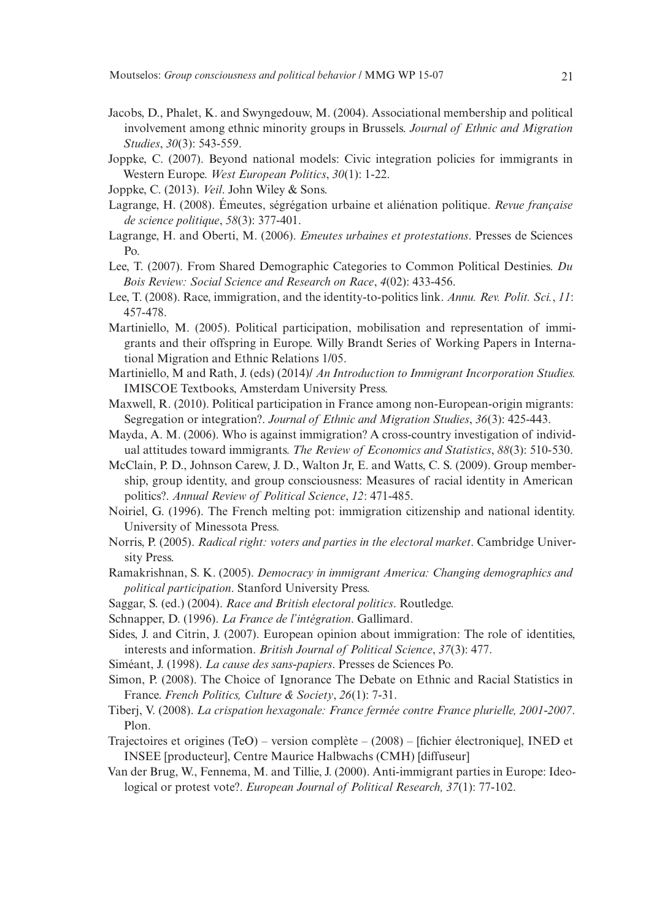Jacobs, D., Phalet, K. and Swyngedouw, M. (2004). Associational membership and political involvement among ethnic minority groups in Brussels. *Journal of Ethnic and Migration Studies*, *30*(3): 543-559.

Joppke, C. (2007). Beyond national models: Civic integration policies for immigrants in Western Europe. *West European Politics*, *30*(1): 1-22.

Joppke, C. (2013). *Veil*. John Wiley & Sons.

Lagrange, H. (2008). Émeutes, ségrégation urbaine et aliénation politique. *Revue française de science politique*, *58*(3): 377-401.

Lagrange, H. and Oberti, M. (2006). *Emeutes urbaines et protestations*. Presses de Sciences Po.

Lee, T. (2007). From Shared Demographic Categories to Common Political Destinies. *Du Bois Review: Social Science and Research on Race*, *4*(02): 433-456.

Lee, T. (2008). Race, immigration, and the identity-to-politics link. *Annu. Rev. Polit. Sci.*, *11*: 457-478.

Martiniello, M. (2005). Political participation, mobilisation and representation of immigrants and their offspring in Europe. Willy Brandt Series of Working Papers in International Migration and Ethnic Relations 1/05.

Martiniello, M and Rath, J. (eds) (2014)/ *An Introduction to Immigrant Incorporation Studies.* IMISCOE Textbooks, Amsterdam University Press.

Maxwell, R. (2010). Political participation in France among non-European-origin migrants: Segregation or integration?. *Journal of Ethnic and Migration Studies*, *36*(3): 425-443.

Mayda, A. M. (2006). Who is against immigration? A cross-country investigation of individual attitudes toward immigrants. *The Review of Economics and Statistics*, *88*(3): 510-530.

McClain, P. D., Johnson Carew, J. D., Walton Jr, E. and Watts, C. S. (2009). Group membership, group identity, and group consciousness: Measures of racial identity in American politics?. *Annual Review of Political Science*, *12*: 471-485.

Noiriel, G. (1996). The French melting pot: immigration citizenship and national identity. University of Minessota Press.

Norris, P. (2005). *Radical right: voters and parties in the electoral market*. Cambridge University Press.

Ramakrishnan, S. K. (2005). *Democracy in immigrant America: Changing demographics and political participation*. Stanford University Press.

Saggar, S. (ed.) (2004). *Race and British electoral politics*. Routledge.

Schnapper, D. (1996). *La France de l'intégration*. Gallimard.

Sides, J. and Citrin, J. (2007). European opinion about immigration: The role of identities, interests and information. *British Journal of Political Science*, *37*(3): 477.

Siméant, J. (1998). *La cause des sans-papiers*. Presses de Sciences Po.

Simon, P. (2008). The Choice of Ignorance The Debate on Ethnic and Racial Statistics in France. *French Politics, Culture & Society*, *26*(1): 7-31.

Tiberj, V. (2008). *La crispation hexagonale: France fermée contre France plurielle, 2001-2007*. Plon.

Trajectoires et origines (TeO) – version complète – (2008) – [fichier électronique], INED et INSEE [producteur], Centre Maurice Halbwachs (CMH) [diffuseur]

Van der Brug, W., Fennema, M. and Tillie, J. (2000). Anti-immigrant parties in Europe: Ideological or protest vote?. *European Journal of Political Research, 37*(1): 77-102.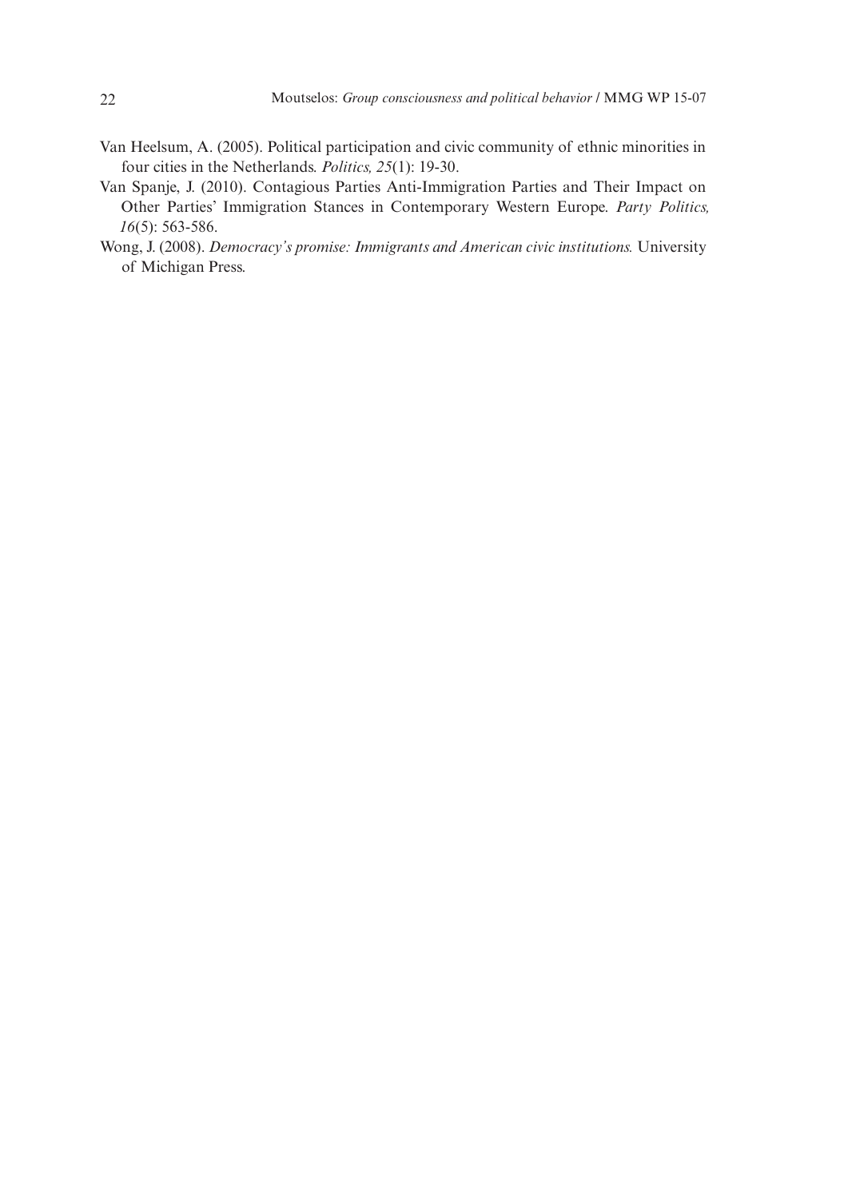Van Heelsum, A. (2005). Political participation and civic community of ethnic minorities in four cities in the Netherlands. *Politics, 25*(1): 19-30.

Van Spanje, J. (2010). Contagious Parties Anti-Immigration Parties and Their Impact on Other Parties' Immigration Stances in Contemporary Western Europe. *Party Politics, 16*(5): 563-586.

Wong, J. (2008). *Democracy's promise: Immigrants and American civic institutions.* University of Michigan Press.